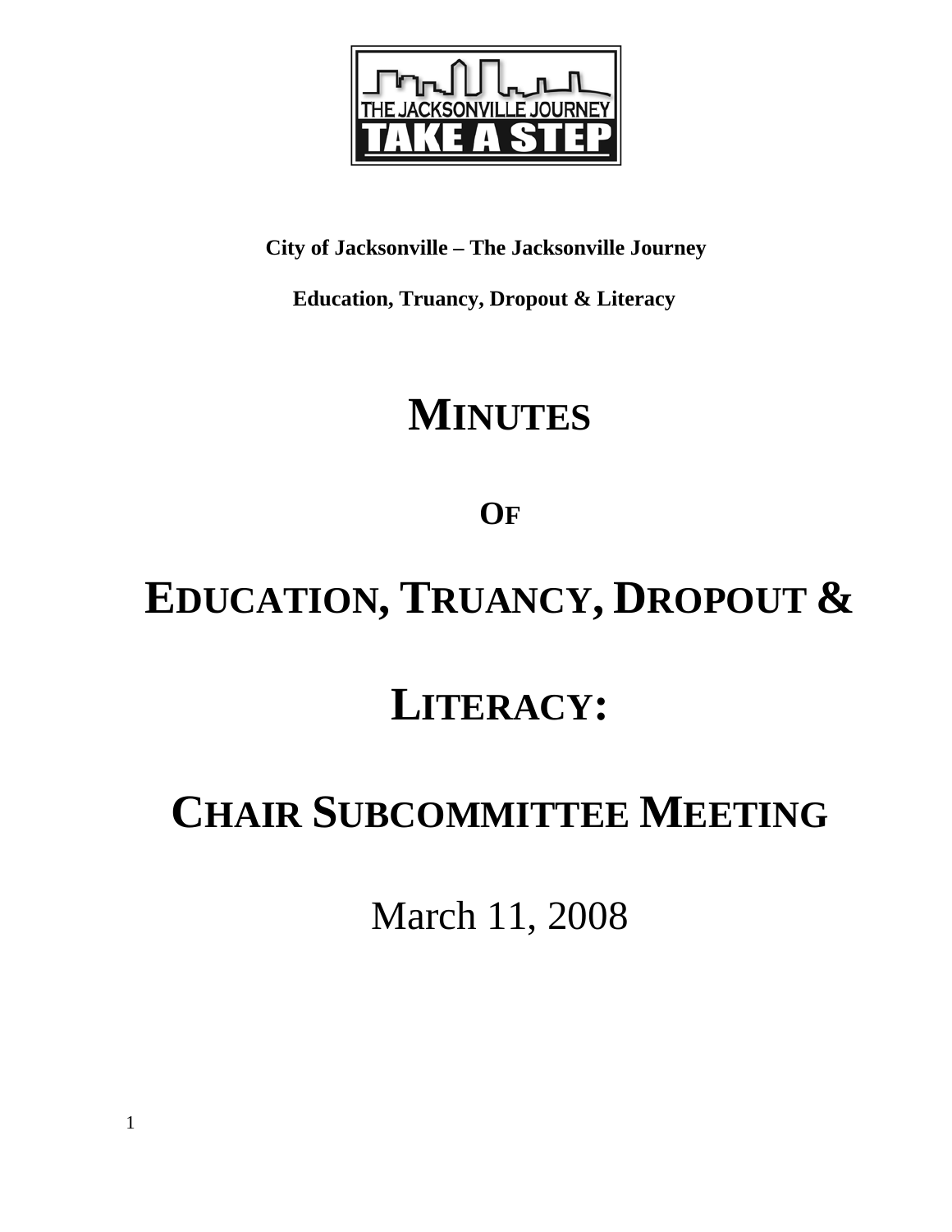**City of Jacksonville – The Jacksonville Journey**

**Education, Truancy, Dropout & Literacy**

# MINUTES

## OF

# EDUCATION, TRUANCY, DROPOUT & LITERACY:

# CHAIR SUBCOMMITTEE MEETING

March 11, 2008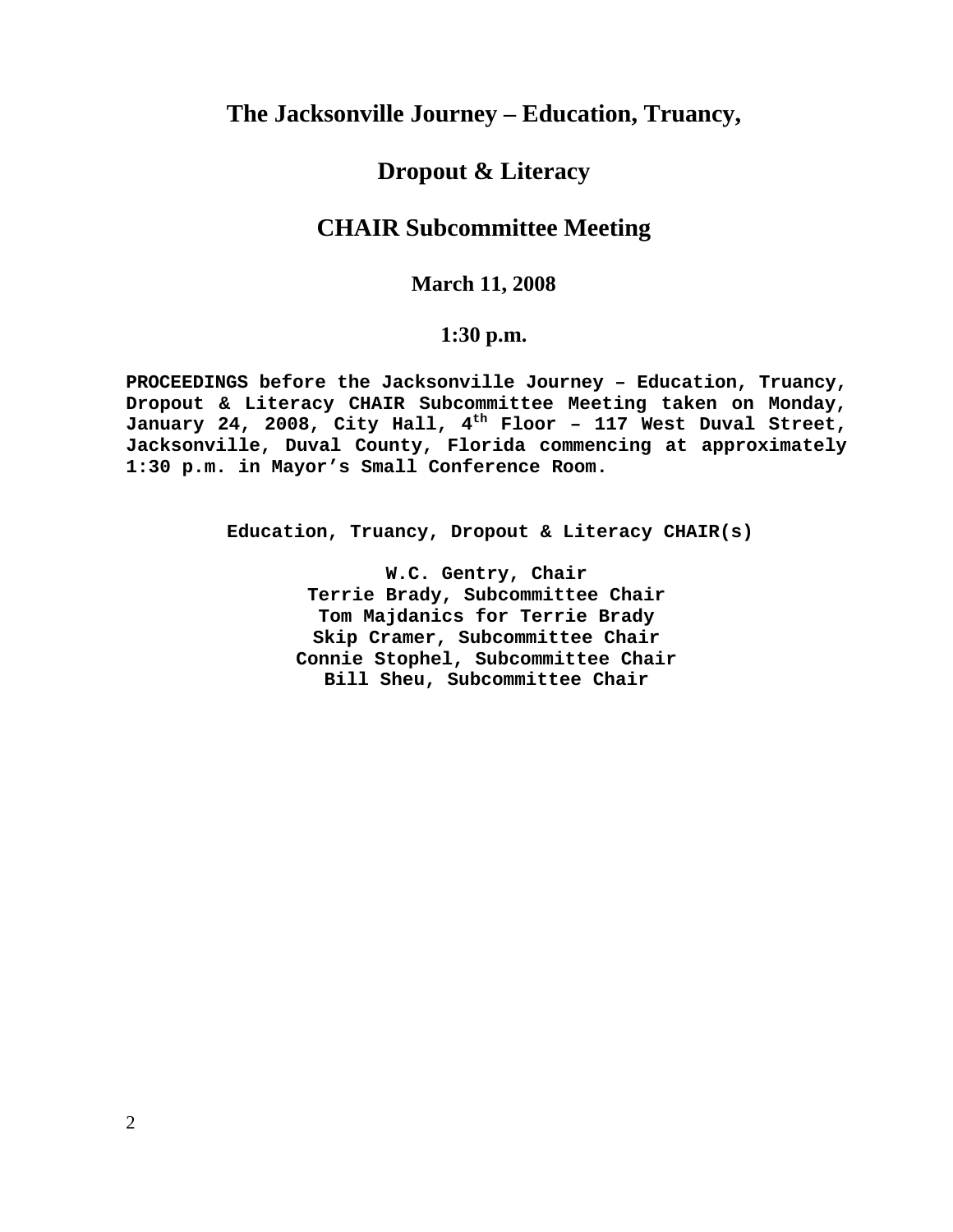# The Jacksonville Journey – Education, Truancy,

# Dropout & Literacy

# CHAIR Subcommittee Meeting

**March 11, 2008**

**1:30 p.m.**

**PROCEEDINGS before the Jacksonville Journey – Education, Truancy, Dropout & Literacy CHAIR Subcommittee Meeting taken on Monday, January 24, 2008, City Hall, 4th Floor – 117 West Duval Street, Jacksonville, Duval County, Florida commencing at approximately 1:30 p.m. in Mayor's Small Conference Room.**

**Education, Truancy, Dropout & Literacy CHAIR(s)**

**W.C. Gentry, Chair**
**Terrie Brady, Subcommittee Chair**
**Tom Majdanics for Terrie Brady**
**Skip Cramer, Subcommittee Chair**
**Connie Stophel, Subcommittee Chair**
**Bill Sheu, Subcommittee Chair**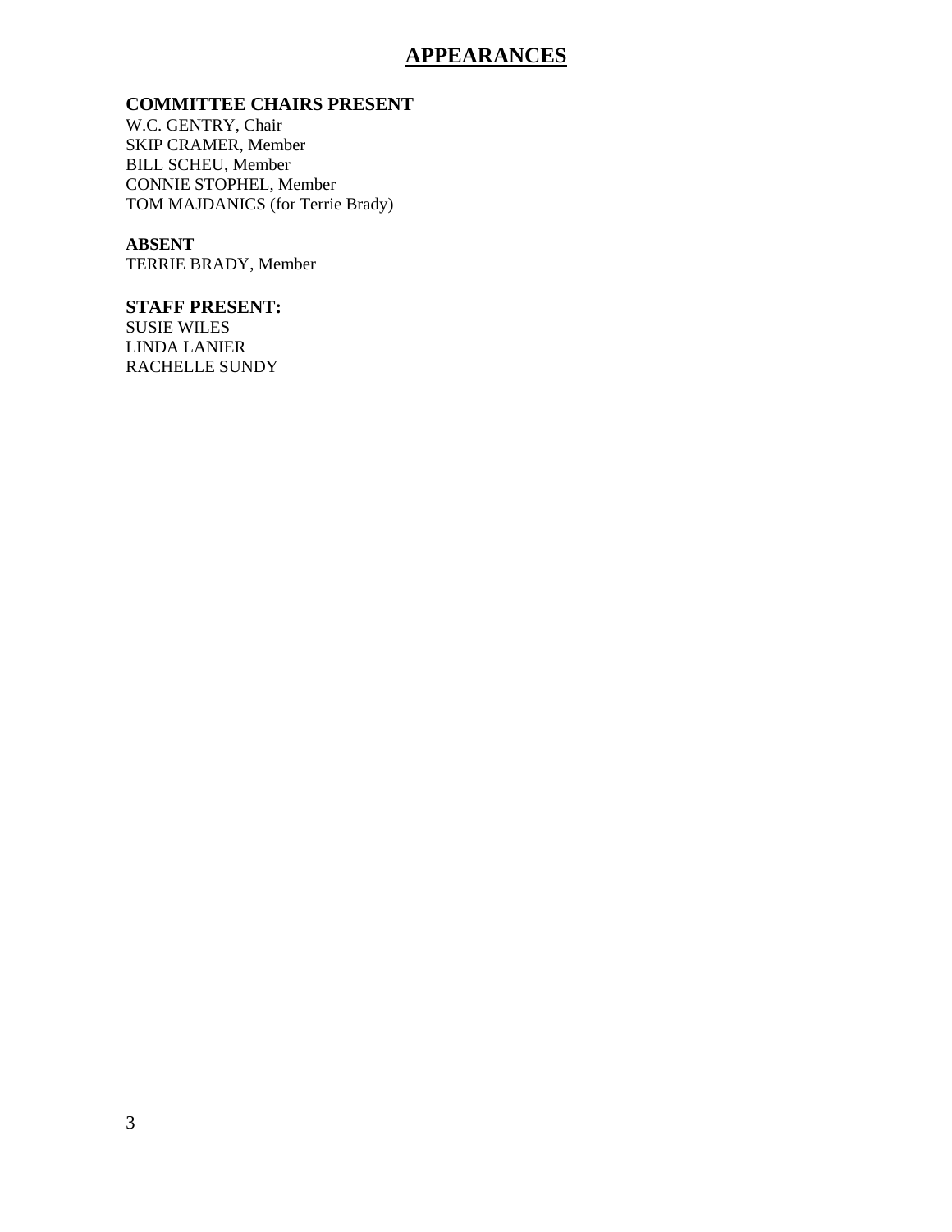# APPEARANCES

**COMMITTEE CHAIRS PRESENT**
W.C. GENTRY, Chair
SKIP CRAMER, Member
BILL SCHEU, Member
CONNIE STOPHEL, Member
TOM MAJDANICS (for Terrie Brady)

**ABSENT**
TERRIE BRADY, Member

**STAFF PRESENT:**
SUSIE WILES
LINDA LANIER
RACHELLE SUNDY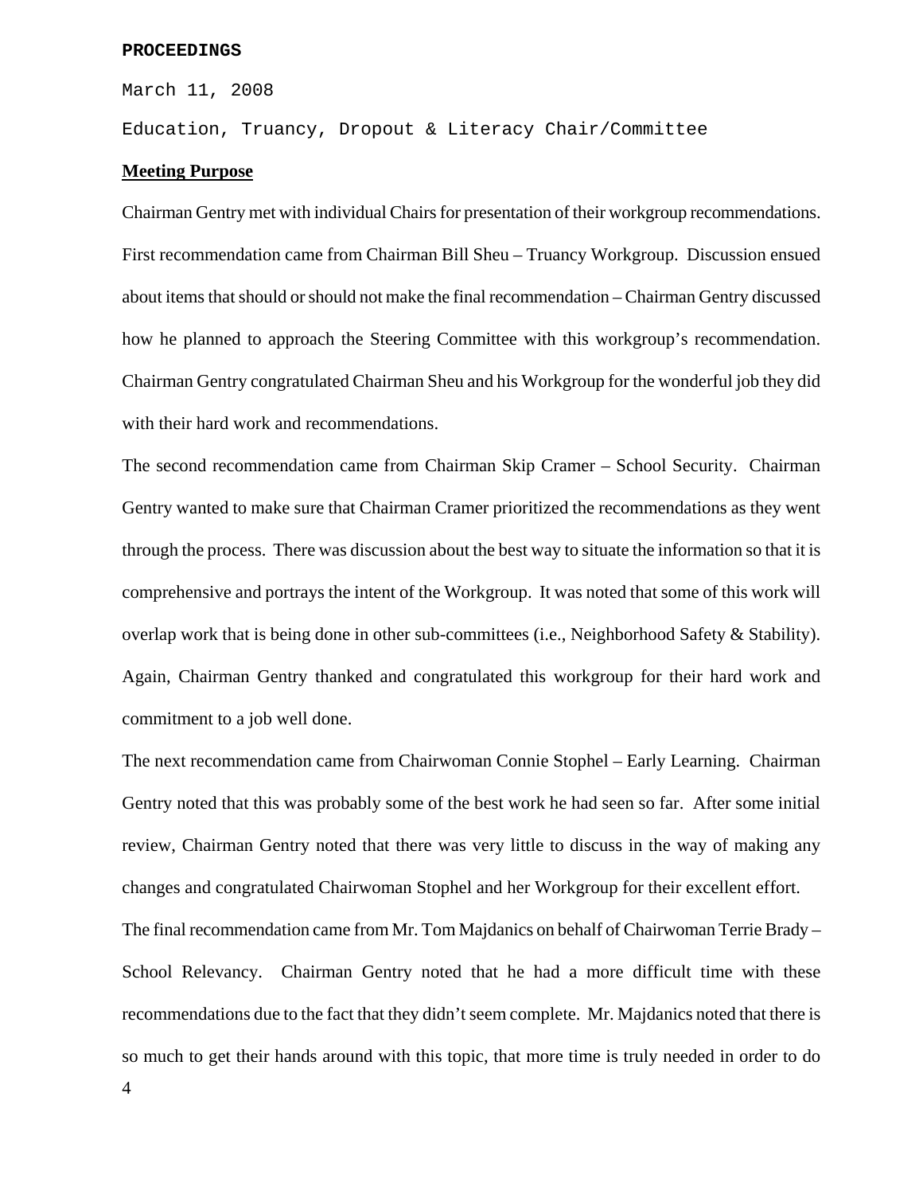**PROCEEDINGS**

March 11, 2008

Education, Truancy, Dropout & Literacy Chair/Committee

**Meeting Purpose**

Chairman Gentry met with individual Chairs for presentation of their workgroup recommendations. First recommendation came from Chairman Bill Sheu – Truancy Workgroup. Discussion ensued about items that should or should not make the final recommendation – Chairman Gentry discussed how he planned to approach the Steering Committee with this workgroup's recommendation. Chairman Gentry congratulated Chairman Sheu and his Workgroup for the wonderful job they did with their hard work and recommendations.

The second recommendation came from Chairman Skip Cramer – School Security. Chairman Gentry wanted to make sure that Chairman Cramer prioritized the recommendations as they went through the process. There was discussion about the best way to situate the information so that it is comprehensive and portrays the intent of the Workgroup. It was noted that some of this work will overlap work that is being done in other sub-committees (i.e., Neighborhood Safety & Stability). Again, Chairman Gentry thanked and congratulated this workgroup for their hard work and commitment to a job well done.

The next recommendation came from Chairwoman Connie Stophel – Early Learning. Chairman Gentry noted that this was probably some of the best work he had seen so far. After some initial review, Chairman Gentry noted that there was very little to discuss in the way of making any changes and congratulated Chairwoman Stophel and her Workgroup for their excellent effort.

The final recommendation came from Mr. Tom Majdanics on behalf of Chairwoman Terrie Brady – School Relevancy. Chairman Gentry noted that he had a more difficult time with these recommendations due to the fact that they didn't seem complete. Mr. Majdanics noted that there is so much to get their hands around with this topic, that more time is truly needed in order to do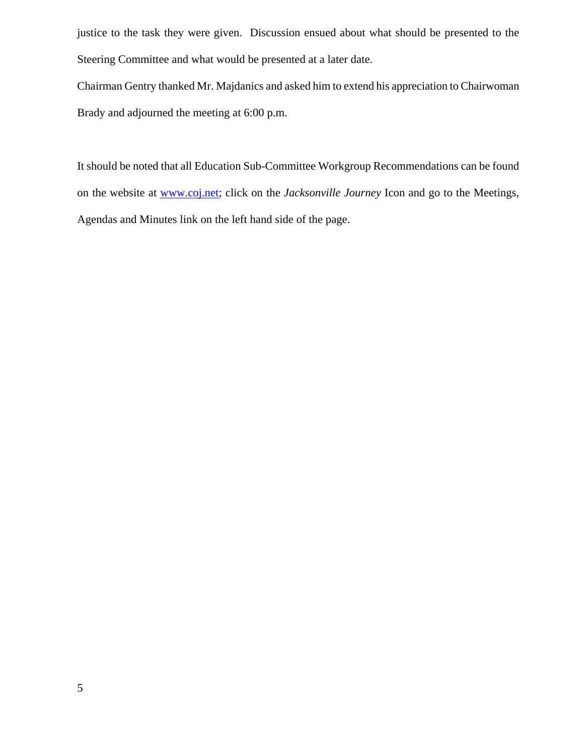justice to the task they were given. Discussion ensued about what should be presented to the Steering Committee and what would be presented at a later date.

Chairman Gentry thanked Mr. Majdanics and asked him to extend his appreciation to Chairwoman Brady and adjourned the meeting at 6:00 p.m.

It should be noted that all Education Sub-Committee Workgroup Recommendations can be found on the website at [www.coj.net](http://www.coj.net); click on the *Jacksonville Journey* Icon and go to the Meetings, Agendas and Minutes link on the left hand side of the page.